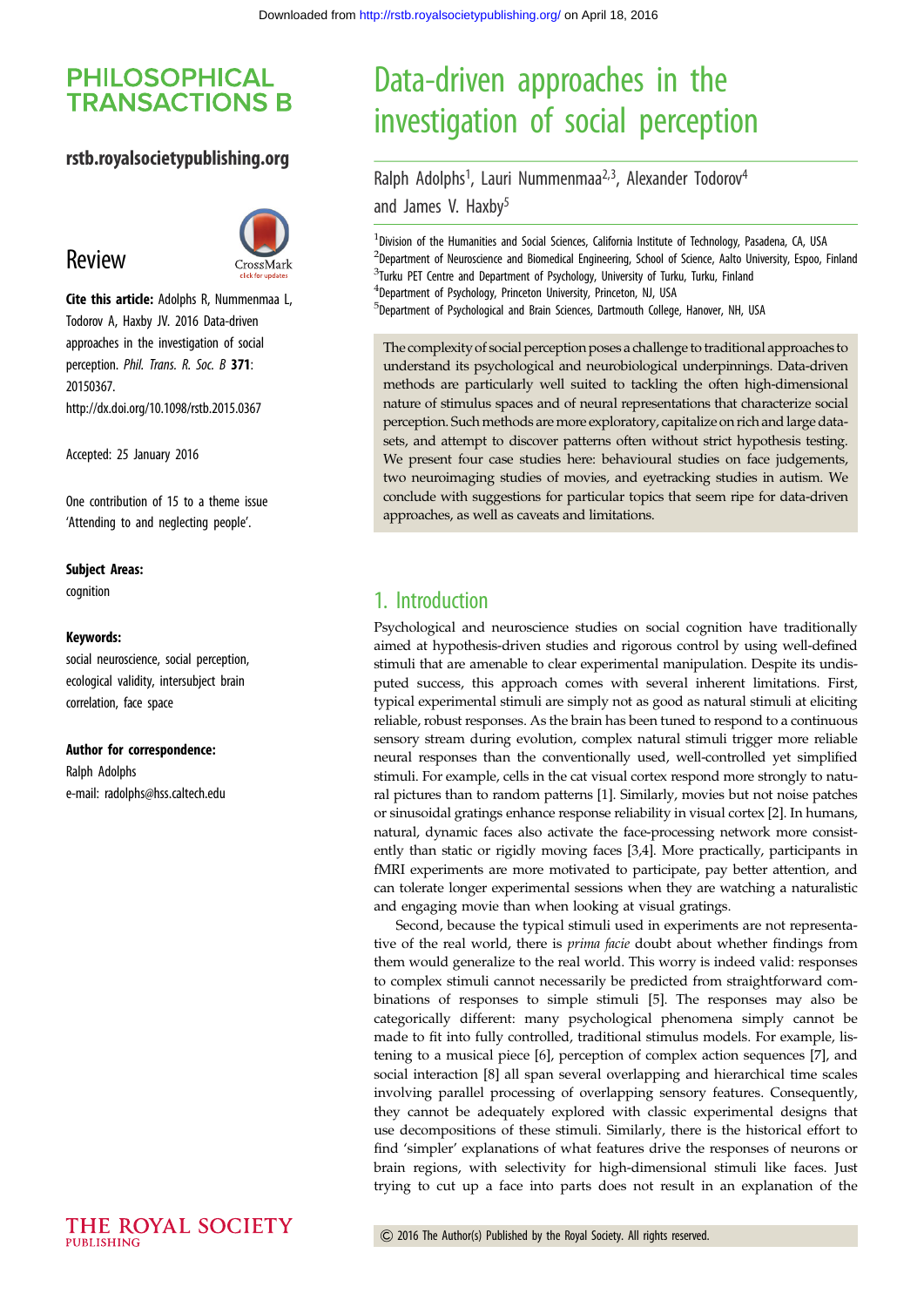# Data-driven approaches in the investigation of social perception

Ralph Adolphs[1], Lauri Nummenmaa[2,3], Alexander Todorov[4] and James V. Haxby[5]

[1]Division of the Humanities and Social Sciences, California Institute of Technology, Pasadena, CA, USA
[2]Department of Neuroscience and Biomedical Engineering, School of Science, Aalto University, Espoo, Finland
[3]Turku PET Centre and Department of Psychology, University of Turku, Turku, Finland
[4]Department of Psychology, Princeton University, Princeton, NJ, USA
[5]Department of Psychological and Brain Sciences, Dartmouth College, Hanover, NH, USA

**PHILOSOPHICAL TRANSACTIONS B**

**rstb.royalsocietypublishing.org**

## Review

**Cite this article:** Adolphs R, Nummenmaa L, Todorov A, Haxby JV. 2016 Data-driven approaches in the investigation of social perception. *Phil. Trans. R. Soc. B* **371**: 20150367. http://dx.doi.org/10.1098/rstb.2015.0367

Accepted: 25 January 2016

One contribution of 15 to a theme issue 'Attending to and neglecting people'.

**Subject Areas:**
cognition

**Keywords:**
social neuroscience, social perception, ecological validity, intersubject brain correlation, face space

**Author for correspondence:**
Ralph Adolphs
e-mail: radolphs@hss.caltech.edu

The complexity of social perception poses a challenge to traditional approaches to understand its psychological and neurobiological underpinnings. Data-driven methods are particularly well suited to tackling the often high-dimensional nature of stimulus spaces and of neural representations that characterize social perception. Such methods are more exploratory, capitalize on rich and large datasets, and attempt to discover patterns often without strict hypothesis testing. We present four case studies here: behavioural studies on face judgements, two neuroimaging studies of movies, and eyetracking studies in autism. We conclude with suggestions for particular topics that seem ripe for data-driven approaches, as well as caveats and limitations.

## 1. Introduction

Psychological and neuroscience studies on social cognition have traditionally aimed at hypothesis-driven studies and rigorous control by using well-defined stimuli that are amenable to clear experimental manipulation. Despite its undisputed success, this approach comes with several inherent limitations. First, typical experimental stimuli are simply not as good as natural stimuli at eliciting reliable, robust responses. As the brain has been tuned to respond to a continuous sensory stream during evolution, complex natural stimuli trigger more reliable neural responses than the conventionally used, well-controlled yet simplified stimuli. For example, cells in the cat visual cortex respond more strongly to natural pictures than to random patterns [1]. Similarly, movies but not noise patches or sinusoidal gratings enhance response reliability in visual cortex [2]. In humans, natural, dynamic faces also activate the face-processing network more consistently than static or rigidly moving faces [3,4]. More practically, participants in fMRI experiments are more motivated to participate, pay better attention, and can tolerate longer experimental sessions when they are watching a naturalistic and engaging movie than when looking at visual gratings.

Second, because the typical stimuli used in experiments are not representative of the real world, there is *prima facie* doubt about whether findings from them would generalize to the real world. This worry is indeed valid: responses to complex stimuli cannot necessarily be predicted from straightforward combinations of responses to simple stimuli [5]. The responses may also be categorically different: many psychological phenomena simply cannot be made to fit into fully controlled, traditional stimulus models. For example, listening to a musical piece [6], perception of complex action sequences [7], and social interaction [8] all span several overlapping and hierarchical time scales involving parallel processing of overlapping sensory features. Consequently, they cannot be adequately explored with classic experimental designs that use decompositions of these stimuli. Similarly, there is the historical effort to find 'simpler' explanations of what features drive the responses of neurons or brain regions, with selectivity for high-dimensional stimuli like faces. Just trying to cut up a face into parts does not result in an explanation of the

© 2016 The Author(s) Published by the Royal Society. All rights reserved.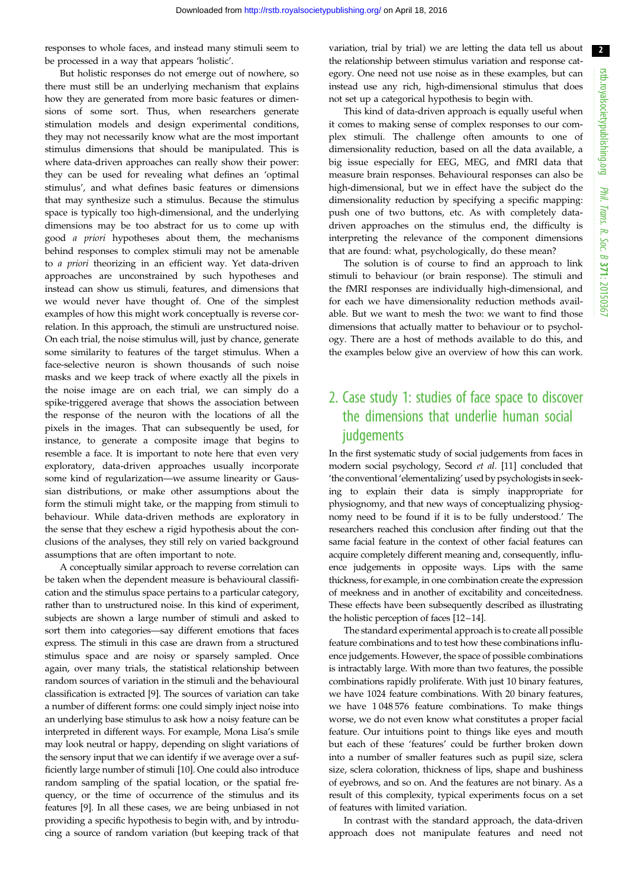responses to whole faces, and instead many stimuli seem to be processed in a way that appears 'holistic'.

But holistic responses do not emerge out of nowhere, so there must still be an underlying mechanism that explains how they are generated from more basic features or dimensions of some sort. Thus, when researchers generate stimulation models and design experimental conditions, they may not necessarily know what are the most important stimulus dimensions that should be manipulated. This is where data-driven approaches can really show their power: they can be used for revealing what defines an 'optimal stimulus', and what defines basic features or dimensions that may synthesize such a stimulus. Because the stimulus space is typically too high-dimensional, and the underlying dimensions may be too abstract for us to come up with good *a priori* hypotheses about them, the mechanisms behind responses to complex stimuli may not be amenable to *a priori* theorizing in an efficient way. Yet data-driven approaches are unconstrained by such hypotheses and instead can show us stimuli, features, and dimensions that we would never have thought of. One of the simplest examples of how this might work conceptually is reverse correlation. In this approach, the stimuli are unstructured noise. On each trial, the noise stimulus will, just by chance, generate some similarity to features of the target stimulus. When a face-selective neuron is shown thousands of such noise masks and we keep track of where exactly all the pixels in the noise image are on each trial, we can simply do a spike-triggered average that shows the association between the response of the neuron with the locations of all the pixels in the images. That can subsequently be used, for instance, to generate a composite image that begins to resemble a face. It is important to note here that even very exploratory, data-driven approaches usually incorporate some kind of regularization—we assume linearity or Gaussian distributions, or make other assumptions about the form the stimuli might take, or the mapping from stimuli to behaviour. While data-driven methods are exploratory in the sense that they eschew a rigid hypothesis about the conclusions of the analyses, they still rely on varied background assumptions that are often important to note.

A conceptually similar approach to reverse correlation can be taken when the dependent measure is behavioural classification and the stimulus space pertains to a particular category, rather than to unstructured noise. In this kind of experiment, subjects are shown a large number of stimuli and asked to sort them into categories—say different emotions that faces express. The stimuli in this case are drawn from a structured stimulus space and are noisy or sparsely sampled. Once again, over many trials, the statistical relationship between random sources of variation in the stimuli and the behavioural classification is extracted [9]. The sources of variation can take a number of different forms: one could simply inject noise into an underlying base stimulus to ask how a noisy feature can be interpreted in different ways. For example, Mona Lisa's smile may look neutral or happy, depending on slight variations of the sensory input that we can identify if we average over a sufficiently large number of stimuli [10]. One could also introduce random sampling of the spatial location, or the spatial frequency, or the time of occurrence of the stimulus and its features [9]. In all these cases, we are being unbiased in not providing a specific hypothesis to begin with, and by introducing a source of random variation (but keeping track of that variation, trial by trial) we are letting the data tell us about the relationship between stimulus variation and response category. One need not use noise as in these examples, but can instead use any rich, high-dimensional stimulus that does not set up a categorical hypothesis to begin with.

This kind of data-driven approach is equally useful when it comes to making sense of complex responses to our complex stimuli. The challenge often amounts to one of dimensionality reduction, based on all the data available, a big issue especially for EEG, MEG, and fMRI data that measure brain responses. Behavioural responses can also be high-dimensional, but we in effect have the subject do the dimensionality reduction by specifying a specific mapping: push one of two buttons, etc. As with completely data-driven approaches on the stimulus end, the difficulty is interpreting the relevance of the component dimensions that are found: what, psychologically, do these mean?

The solution is of course to find an approach to link stimuli to behaviour (or brain response). The stimuli and the fMRI responses are individually high-dimensional, and for each we have dimensionality reduction methods available. But we want to mesh the two: we want to find those dimensions that actually matter to behaviour or to psychology. There are a host of methods available to do this, and the examples below give an overview of how this can work.

## 2. Case study 1: studies of face space to discover the dimensions that underlie human social judgements

In the first systematic study of social judgements from faces in modern social psychology, Secord *et al.* [11] concluded that 'the conventional 'elementalizing' used by psychologists in seeking to explain their data is simply inappropriate for physiognomy, and that new ways of conceptualizing physiognomy need to be found if it is to be fully understood.' The researchers reached this conclusion after finding out that the same facial feature in the context of other facial features can acquire completely different meaning and, consequently, influence judgements in opposite ways. Lips with the same thickness, for example, in one combination create the expression of meekness and in another of excitability and conceitedness. These effects have been subsequently described as illustrating the holistic perception of faces [12–14].

The standard experimental approach is to create all possible feature combinations and to test how these combinations influence judgements. However, the space of possible combinations is intractably large. With more than two features, the possible combinations rapidly proliferate. With just 10 binary features, we have 1024 feature combinations. With 20 binary features, we have 1 048 576 feature combinations. To make things worse, we do not even know what constitutes a proper facial feature. Our intuitions point to things like eyes and mouth but each of these 'features' could be further broken down into a number of smaller features such as pupil size, sclera size, sclera coloration, thickness of lips, shape and bushiness of eyebrows, and so on. And the features are not binary. As a result of this complexity, typical experiments focus on a set of features with limited variation.

In contrast with the standard approach, the data-driven approach does not manipulate features and need not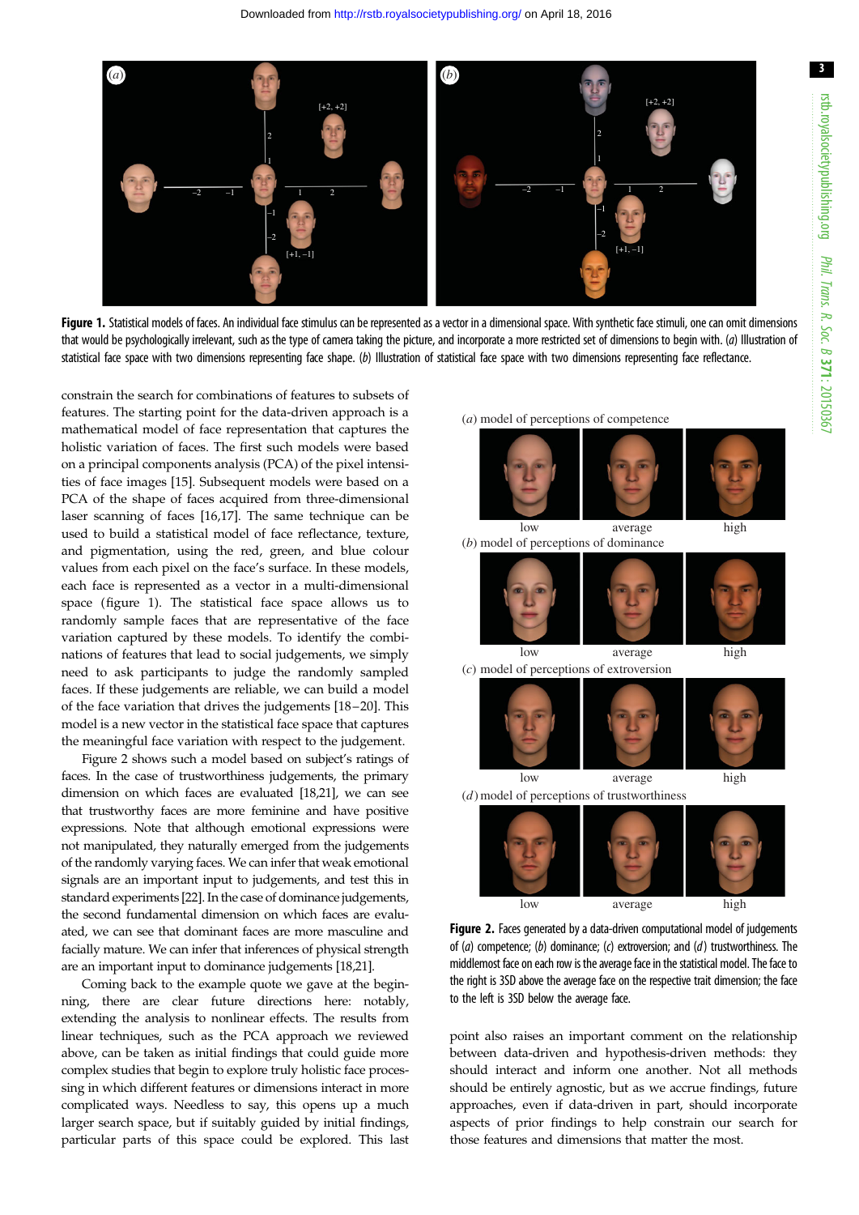Figure 1. Statistical models of faces. An individual face stimulus can be represented as a vector in a dimensional space. With synthetic face stimuli, one can omit dimensions that would be psychologically irrelevant, such as the type of camera taking the picture, and incorporate a more restricted set of dimensions to begin with. (*a*) Illustration of statistical face space with two dimensions representing face shape. (*b*) Illustration of statistical face space with two dimensions representing face reflectance.

constrain the search for combinations of features to subsets of features. The starting point for the data-driven approach is a mathematical model of face representation that captures the holistic variation of faces. The first such models were based on a principal components analysis (PCA) of the pixel intensities of face images [15]. Subsequent models were based on a PCA of the shape of faces acquired from three-dimensional laser scanning of faces [16,17]. The same technique can be used to build a statistical model of face reflectance, texture, and pigmentation, using the red, green, and blue colour values from each pixel on the face's surface. In these models, each face is represented as a vector in a multi-dimensional space (figure 1). The statistical face space allows us to randomly sample faces that are representative of the face variation captured by these models. To identify the combinations of features that lead to social judgements, we simply need to ask participants to judge the randomly sampled faces. If these judgements are reliable, we can build a model of the face variation that drives the judgements [18–20]. This model is a new vector in the statistical face space that captures the meaningful face variation with respect to the judgement.

Figure 2 shows such a model based on subject's ratings of faces. In the case of trustworthiness judgements, the primary dimension on which faces are evaluated [18,21], we can see that trustworthy faces are more feminine and have positive expressions. Note that although emotional expressions were not manipulated, they naturally emerged from the judgements of the randomly varying faces. We can infer that weak emotional signals are an important input to judgements, and test this in standard experiments [22]. In the case of dominance judgements, the second fundamental dimension on which faces are evaluated, we can see that dominant faces are more masculine and facially mature. We can infer that inferences of physical strength are an important input to dominance judgements [18,21].

Coming back to the example quote we gave at the beginning, there are clear future directions here: notably, extending the analysis to nonlinear effects. The results from linear techniques, such as the PCA approach we reviewed above, can be taken as initial findings that could guide more complex studies that begin to explore truly holistic face processing in which different features or dimensions interact in more complicated ways. Needless to say, this opens up a much larger search space, but if suitably guided by initial findings, particular parts of this space could be explored. This last point also raises an important comment on the relationship between data-driven and hypothesis-driven methods: they should interact and inform one another. Not all methods should be entirely agnostic, but as we accrue findings, future approaches, even if data-driven in part, should incorporate aspects of prior findings to help constrain our search for those features and dimensions that matter the most.

Figure 2. Faces generated by a data-driven computational model of judgements of (*a*) competence; (*b*) dominance; (*c*) extroversion; and (*d*) trustworthiness. The middlemost face on each row is the average face in the statistical model. The face to the right is 3SD above the average face on the respective trait dimension; the face to the left is 3SD below the average face.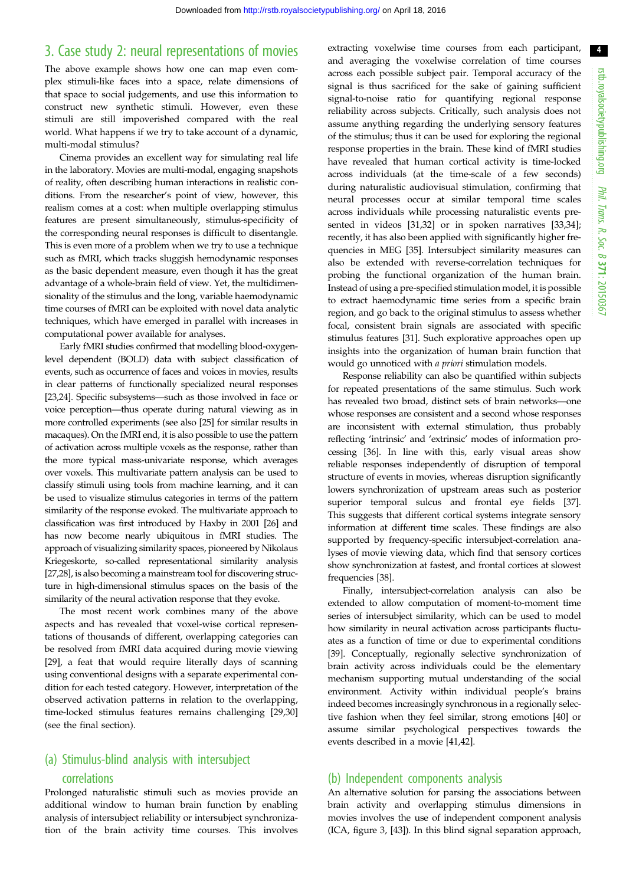## 3. Case study 2: neural representations of movies

The above example shows how one can map even complex stimuli-like faces into a space, relate dimensions of that space to social judgements, and use this information to construct new synthetic stimuli. However, even these stimuli are still impoverished compared with the real world. What happens if we try to take account of a dynamic, multi-modal stimulus?

Cinema provides an excellent way for simulating real life in the laboratory. Movies are multi-modal, engaging snapshots of reality, often describing human interactions in realistic conditions. From the researcher's point of view, however, this realism comes at a cost: when multiple overlapping stimulus features are present simultaneously, stimulus-specificity of the corresponding neural responses is difficult to disentangle. This is even more of a problem when we try to use a technique such as fMRI, which tracks sluggish hemodynamic responses as the basic dependent measure, even though it has the great advantage of a whole-brain field of view. Yet, the multidimensionality of the stimulus and the long, variable haemodynamic time courses of fMRI can be exploited with novel data analytic techniques, which have emerged in parallel with increases in computational power available for analyses.

Early fMRI studies confirmed that modelling blood-oxygen-level dependent (BOLD) data with subject classification of events, such as occurrence of faces and voices in movies, results in clear patterns of functionally specialized neural responses [23,24]. Specific subsystems—such as those involved in face or voice perception—thus operate during natural viewing as in more controlled experiments (see also [25] for similar results in macaques). On the fMRI end, it is also possible to use the pattern of activation across multiple voxels as the response, rather than the more typical mass-univariate response, which averages over voxels. This multivariate pattern analysis can be used to classify stimuli using tools from machine learning, and it can be used to visualize stimulus categories in terms of the pattern similarity of the response evoked. The multivariate approach to classification was first introduced by Haxby in 2001 [26] and has now become nearly ubiquitous in fMRI studies. The approach of visualizing similarity spaces, pioneered by Nikolaus Kriegeskorte, so-called representational similarity analysis [27,28], is also becoming a mainstream tool for discovering structure in high-dimensional stimulus spaces on the basis of the similarity of the neural activation response that they evoke.

The most recent work combines many of the above aspects and has revealed that voxel-wise cortical representations of thousands of different, overlapping categories can be resolved from fMRI data acquired during movie viewing [29], a feat that would require literally days of scanning using conventional designs with a separate experimental condition for each tested category. However, interpretation of the observed activation patterns in relation to the overlapping, time-locked stimulus features remains challenging [29,30] (see the final section).

### (a) Stimulus-blind analysis with intersubject correlations

Prolonged naturalistic stimuli such as movies provide an additional window to human brain function by enabling analysis of intersubject reliability or intersubject synchronization of the brain activity time courses. This involves extracting voxelwise time courses from each participant, and averaging the voxelwise correlation of time courses across each possible subject pair. Temporal accuracy of the signal is thus sacrificed for the sake of gaining sufficient signal-to-noise ratio for quantifying regional response reliability across subjects. Critically, such analysis does not assume anything regarding the underlying sensory features of the stimulus; thus it can be used for exploring the regional response properties in the brain. These kind of fMRI studies have revealed that human cortical activity is time-locked across individuals (at the time-scale of a few seconds) during naturalistic audiovisual stimulation, confirming that neural processes occur at similar temporal time scales across individuals while processing naturalistic events presented in videos [31,32] or in spoken narratives [33,34]; recently, it has also been applied with significantly higher frequencies in MEG [35]. Intersubject similarity measures can also be extended with reverse-correlation techniques for probing the functional organization of the human brain. Instead of using a pre-specified stimulation model, it is possible to extract haemodynamic time series from a specific brain region, and go back to the original stimulus to assess whether focal, consistent brain signals are associated with specific stimulus features [31]. Such explorative approaches open up insights into the organization of human brain function that would go unnoticed with *a priori* stimulation models.

Response reliability can also be quantified within subjects for repeated presentations of the same stimulus. Such work has revealed two broad, distinct sets of brain networks—one whose responses are consistent and a second whose responses are inconsistent with external stimulation, thus probably reflecting 'intrinsic' and 'extrinsic' modes of information processing [36]. In line with this, early visual areas show reliable responses independently of disruption of temporal structure of events in movies, whereas disruption significantly lowers synchronization of upstream areas such as posterior superior temporal sulcus and frontal eye fields [37]. This suggests that different cortical systems integrate sensory information at different time scales. These findings are also supported by frequency-specific intersubject-correlation analyses of movie viewing data, which find that sensory cortices show synchronization at fastest, and frontal cortices at slowest frequencies [38].

Finally, intersubject-correlation analysis can also be extended to allow computation of moment-to-moment time series of intersubject similarity, which can be used to model how similarity in neural activation across participants fluctuates as a function of time or due to experimental conditions [39]. Conceptually, regionally selective synchronization of brain activity across individuals could be the elementary mechanism supporting mutual understanding of the social environment. Activity within individual people's brains indeed becomes increasingly synchronous in a regionally selective fashion when they feel similar, strong emotions [40] or assume similar psychological perspectives towards the events described in a movie [41,42].

### (b) Independent components analysis

An alternative solution for parsing the associations between brain activity and overlapping stimulus dimensions in movies involves the use of independent component analysis (ICA, figure 3, [43]). In this blind signal separation approach,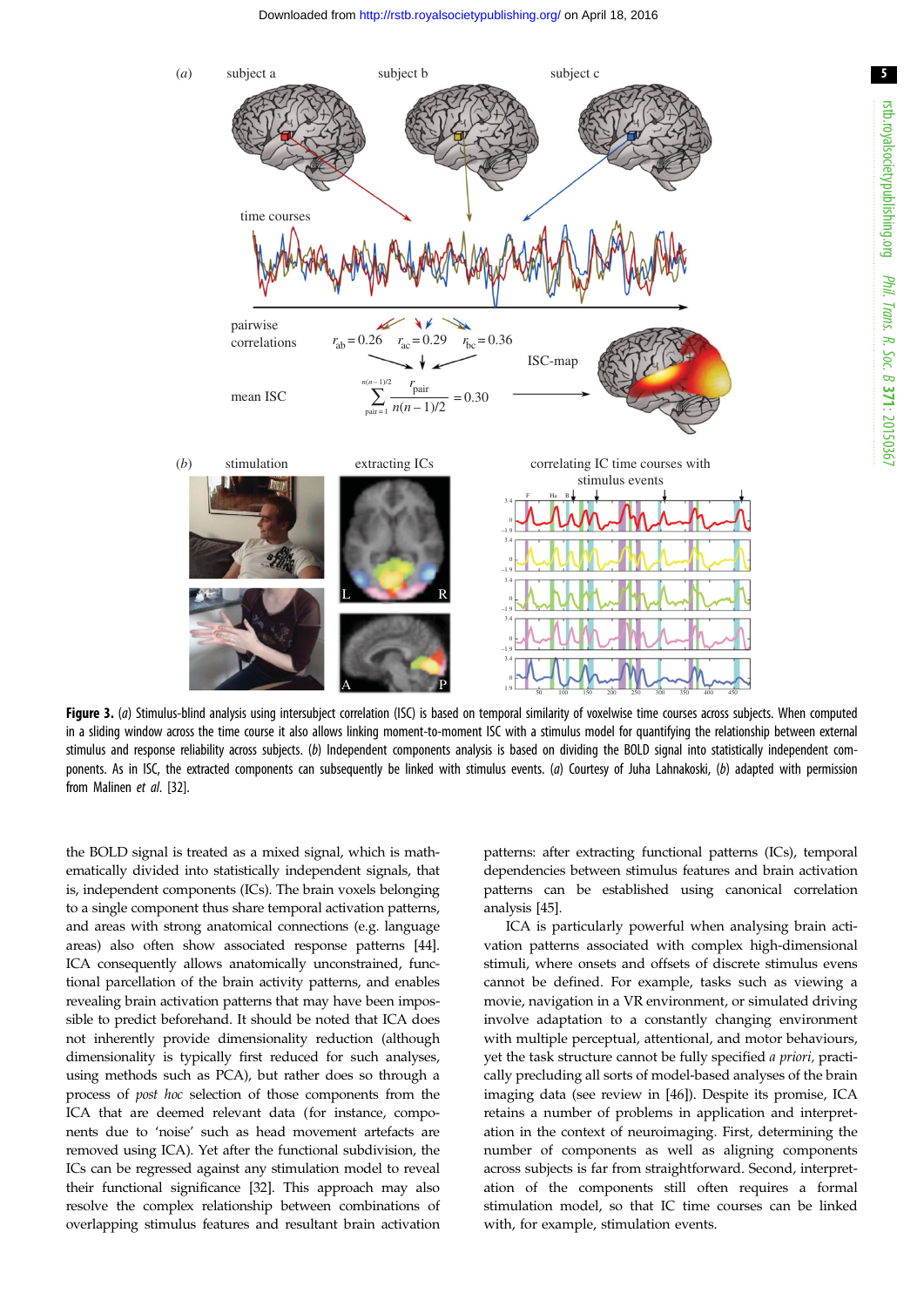**Figure 3.** (*a*) Stimulus-blind analysis using intersubject correlation (ISC) is based on temporal similarity of voxelwise time courses across subjects. When computed in a sliding window across the time course it also allows linking moment-to-moment ISC with a stimulus model for quantifying the relationship between external stimulus and response reliability across subjects. (*b*) Independent components analysis is based on dividing the BOLD signal into statistically independent components. As in ISC, the extracted components can subsequently be linked with stimulus events. (*a*) Courtesy of Juha Lahnakoski, (*b*) adapted with permission from Malinen *et al*. [32].

the BOLD signal is treated as a mixed signal, which is mathematically divided into statistically independent signals, that is, independent components (ICs). The brain voxels belonging to a single component thus share temporal activation patterns, and areas with strong anatomical connections (e.g. language areas) also often show associated response patterns [44]. ICA consequently allows anatomically unconstrained, functional parcellation of the brain activity patterns, and enables revealing brain activation patterns that may have been impossible to predict beforehand. It should be noted that ICA does not inherently provide dimensionality reduction (although dimensionality is typically first reduced for such analyses, using methods such as PCA), but rather does so through a process of *post hoc* selection of those components from the ICA that are deemed relevant data (for instance, components due to 'noise' such as head movement artefacts are removed using ICA). Yet after the functional subdivision, the ICs can be regressed against any stimulation model to reveal their functional significance [32]. This approach may also resolve the complex relationship between combinations of overlapping stimulus features and resultant brain activation patterns: after extracting functional patterns (ICs), temporal dependencies between stimulus features and brain activation patterns can be established using canonical correlation analysis [45].

ICA is particularly powerful when analysing brain activation patterns associated with complex high-dimensional stimuli, where onsets and offsets of discrete stimulus evens cannot be defined. For example, tasks such as viewing a movie, navigation in a VR environment, or simulated driving involve adaptation to a constantly changing environment with multiple perceptual, attentional, and motor behaviours, yet the task structure cannot be fully specified *a priori*, practically precluding all sorts of model-based analyses of the brain imaging data (see review in [46]). Despite its promise, ICA retains a number of problems in application and interpretation in the context of neuroimaging. First, determining the number of components as well as aligning components across subjects is far from straightforward. Second, interpretation of the components still often requires a formal stimulation model, so that IC time courses can be linked with, for example, stimulation events.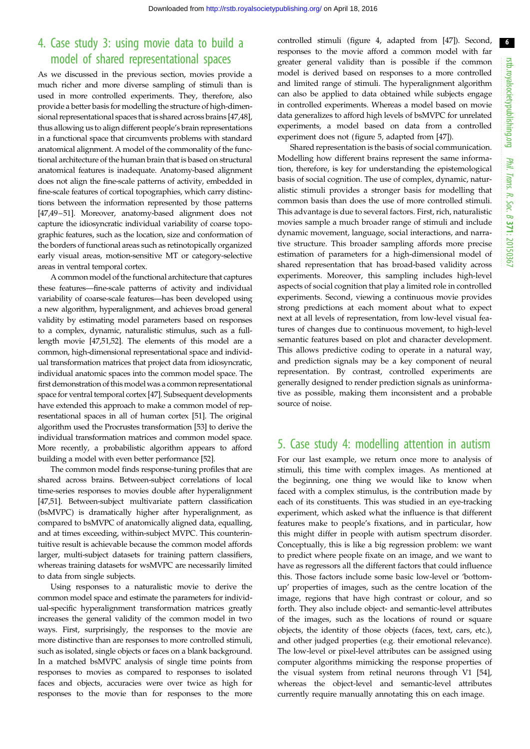## 4. Case study 3: using movie data to build a model of shared representational spaces

As we discussed in the previous section, movies provide a much richer and more diverse sampling of stimuli than is used in more controlled experiments. They, therefore, also provide a better basis for modelling the structure of high-dimensional representational spaces that is shared across brains [47,48], thus allowing us to align different people's brain representations in a functional space that circumvents problems with standard anatomical alignment. A model of the commonality of the functional architecture of the human brain that is based on structural anatomical features is inadequate. Anatomy-based alignment does not align the fine-scale patterns of activity, embedded in fine-scale features of cortical topographies, which carry distinctions between the information represented by those patterns [47,49–51]. Moreover, anatomy-based alignment does not capture the idiosyncratic individual variability of coarse topographic features, such as the location, size and conformation of the borders of functional areas such as retinotopically organized early visual areas, motion-sensitive MT or category-selective areas in ventral temporal cortex.

A common model of the functional architecture that captures these features—fine-scale patterns of activity and individual variability of coarse-scale features—has been developed using a new algorithm, hyperalignment, and achieves broad general validity by estimating model parameters based on responses to a complex, dynamic, naturalistic stimulus, such as a full-length movie [47,51,52]. The elements of this model are a common, high-dimensional representational space and individual transformation matrices that project data from idiosyncratic, individual anatomic spaces into the common model space. The first demonstration of this model was a common representational space for ventral temporal cortex [47]. Subsequent developments have extended this approach to make a common model of representational spaces in all of human cortex [51]. The original algorithm used the Procrustes transformation [53] to derive the individual transformation matrices and common model space. More recently, a probabilistic algorithm appears to afford building a model with even better performance [52].

The common model finds response-tuning profiles that are shared across brains. Between-subject correlations of local time-series responses to movies double after hyperalignment [47,51]. Between-subject multivariate pattern classification (bsMVPC) is dramatically higher after hyperalignment, as compared to bsMVPC of anatomically aligned data, equalling, and at times exceeding, within-subject MVPC. This counterintuitive result is achievable because the common model affords larger, multi-subject datasets for training pattern classifiers, whereas training datasets for wsMVPC are necessarily limited to data from single subjects.

Using responses to a naturalistic movie to derive the common model space and estimate the parameters for individual-specific hyperalignment transformation matrices greatly increases the general validity of the common model in two ways. First, surprisingly, the responses to the movie are more distinctive than are responses to more controlled stimuli, such as isolated, single objects or faces on a blank background. In a matched bsMVPC analysis of single time points from responses to movies as compared to responses to isolated faces and objects, accuracies were over twice as high for responses to the movie than for responses to the more controlled stimuli (figure 4, adapted from [47]). Second, responses to the movie afford a common model with far greater general validity than is possible if the common model is derived based on responses to a more controlled and limited range of stimuli. The hyperalignment algorithm can also be applied to data obtained while subjects engage in controlled experiments. Whereas a model based on movie data generalizes to afford high levels of bsMVPC for unrelated experiments, a model based on data from a controlled experiment does not (figure 5, adapted from [47]).

Shared representation is the basis of social communication. Modelling how different brains represent the same information, therefore, is key for understanding the epistemological basis of social cognition. The use of complex, dynamic, naturalistic stimuli provides a stronger basis for modelling that common basis than does the use of more controlled stimuli. This advantage is due to several factors. First, rich, naturalistic movies sample a much broader range of stimuli and include dynamic movement, language, social interactions, and narrative structure. This broader sampling affords more precise estimation of parameters for a high-dimensional model of shared representation that has broad-based validity across experiments. Moreover, this sampling includes high-level aspects of social cognition that play a limited role in controlled experiments. Second, viewing a continuous movie provides strong predictions at each moment about what to expect next at all levels of representation, from low-level visual features of changes due to continuous movement, to high-level semantic features based on plot and character development. This allows predictive coding to operate in a natural way, and prediction signals may be a key component of neural representation. By contrast, controlled experiments are generally designed to render prediction signals as uninformative as possible, making them inconsistent and a probable source of noise.

## 5. Case study 4: modelling attention in autism

For our last example, we return once more to analysis of stimuli, this time with complex images. As mentioned at the beginning, one thing we would like to know when faced with a complex stimulus, is the contribution made by each of its constituents. This was studied in an eye-tracking experiment, which asked what the influence is that different features make to people's fixations, and in particular, how this might differ in people with autism spectrum disorder. Conceptually, this is like a big regression problem: we want to predict where people fixate on an image, and we want to have as regressors all the different factors that could influence this. Those factors include some basic low-level or 'bottom-up' properties of images, such as the centre location of the image, regions that have high contrast or colour, and so forth. They also include object- and semantic-level attributes of the images, such as the locations of round or square objects, the identity of those objects (faces, text, cars, etc.), and other judged properties (e.g. their emotional relevance). The low-level or pixel-level attributes can be assigned using computer algorithms mimicking the response properties of the visual system from retinal neurons through V1 [54], whereas the object-level and semantic-level attributes currently require manually annotating this on each image.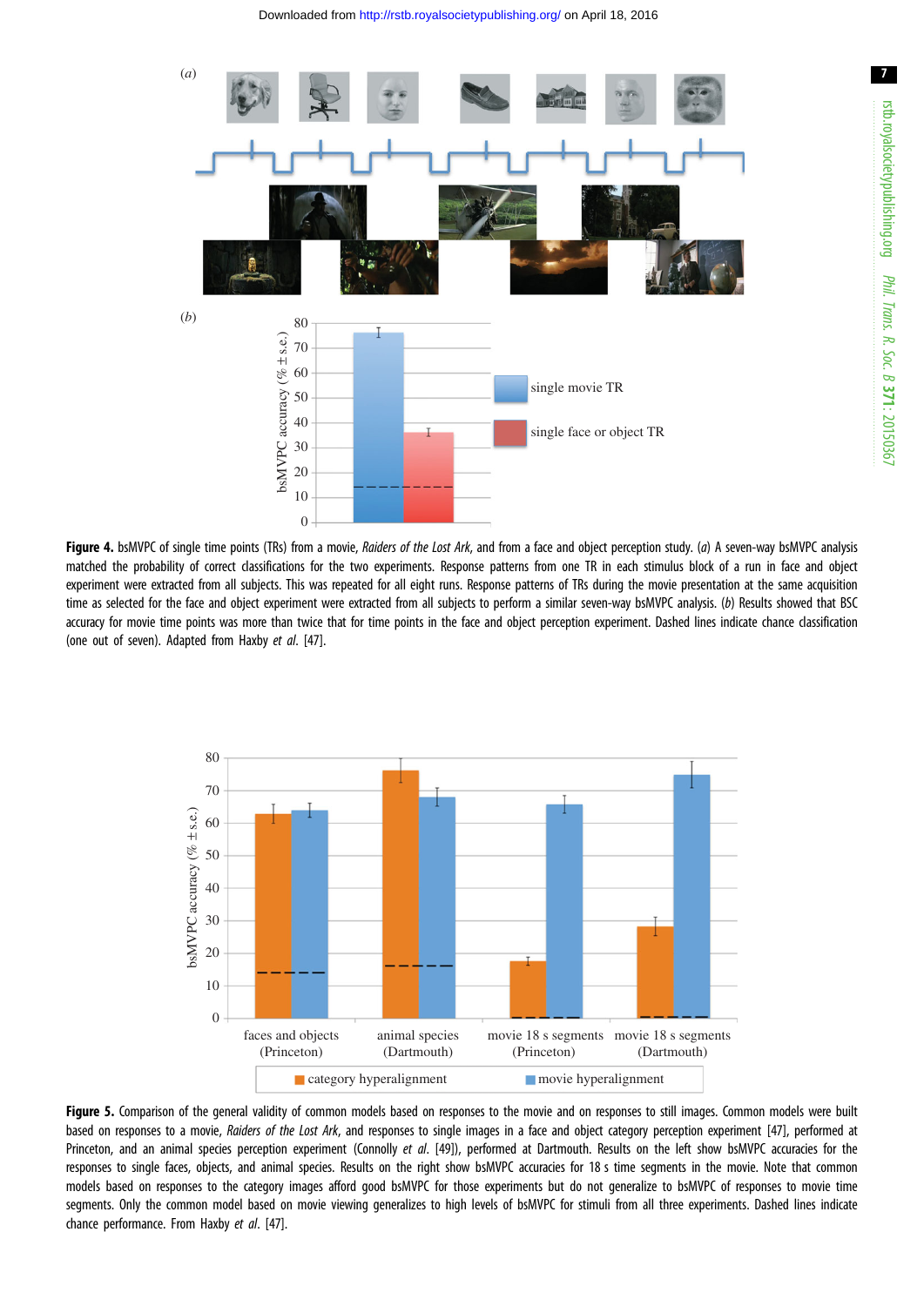**Figure 4.** bsMVPC of single time points (TRs) from a movie, *Raiders of the Lost Ark*, and from a face and object perception study. (*a*) A seven-way bsMVPC analysis matched the probability of correct classifications for the two experiments. Response patterns from one TR in each stimulus block of a run in face and object experiment were extracted from all subjects. This was repeated for all eight runs. Response patterns of TRs during the movie presentation at the same acquisition time as selected for the face and object experiment were extracted from all subjects to perform a similar seven-way bsMVPC analysis. (*b*) Results showed that BSC accuracy for movie time points was more than twice that for time points in the face and object perception experiment. Dashed lines indicate chance classification (one out of seven). Adapted from Haxby *et al*. [47].

**Figure 5.** Comparison of the general validity of common models based on responses to the movie and on responses to still images. Common models were built based on responses to a movie, *Raiders of the Lost Ark*, and responses to single images in a face and object category perception experiment [47], performed at Princeton, and an animal species perception experiment (Connolly *et al*. [49]), performed at Dartmouth. Results on the left show bsMVPC accuracies for the responses to single faces, objects, and animal species. Results on the right show bsMVPC accuracies for 18 s time segments in the movie. Note that common models based on responses to the category images afford good bsMVPC for those experiments but do not generalize to bsMVPC of responses to movie time segments. Only the common model based on movie viewing generalizes to high levels of bsMVPC for stimuli from all three experiments. Dashed lines indicate chance performance. From Haxby *et al*. [47].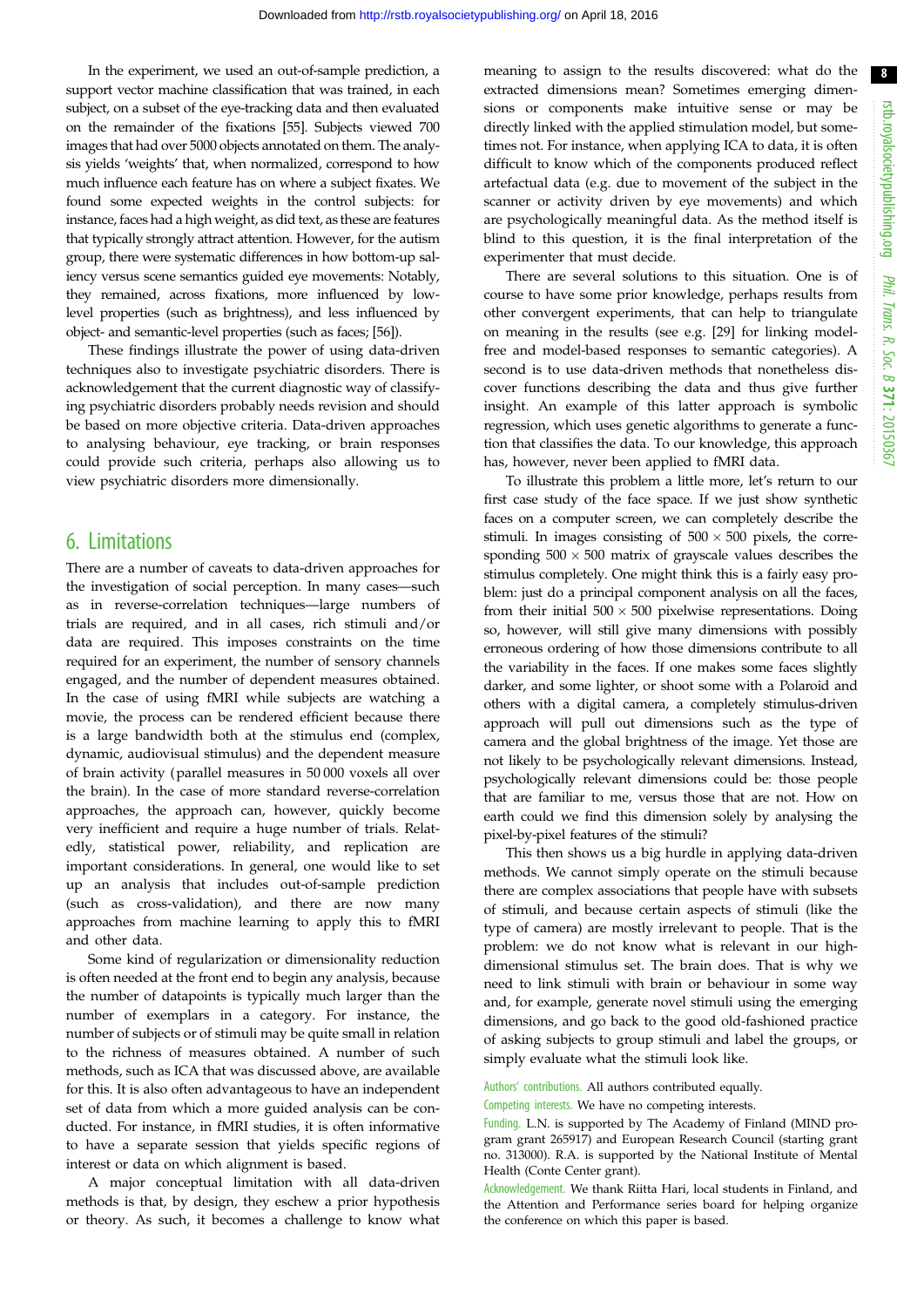In the experiment, we used an out-of-sample prediction, a support vector machine classification that was trained, in each subject, on a subset of the eye-tracking data and then evaluated on the remainder of the fixations [55]. Subjects viewed 700 images that had over 5000 objects annotated on them. The analysis yields 'weights' that, when normalized, correspond to how much influence each feature has on where a subject fixates. We found some expected weights in the control subjects: for instance, faces had a high weight, as did text, as these are features that typically strongly attract attention. However, for the autism group, there were systematic differences in how bottom-up saliency versus scene semantics guided eye movements: Notably, they remained, across fixations, more influenced by low-level properties (such as brightness), and less influenced by object- and semantic-level properties (such as faces; [56]).

These findings illustrate the power of using data-driven techniques also to investigate psychiatric disorders. There is acknowledgement that the current diagnostic way of classifying psychiatric disorders probably needs revision and should be based on more objective criteria. Data-driven approaches to analysing behaviour, eye tracking, or brain responses could provide such criteria, perhaps also allowing us to view psychiatric disorders more dimensionally.

## 6. Limitations

There are a number of caveats to data-driven approaches for the investigation of social perception. In many cases—such as in reverse-correlation techniques—large numbers of trials are required, and in all cases, rich stimuli and/or data are required. This imposes constraints on the time required for an experiment, the number of sensory channels engaged, and the number of dependent measures obtained. In the case of using fMRI while subjects are watching a movie, the process can be rendered efficient because there is a large bandwidth both at the stimulus end (complex, dynamic, audiovisual stimulus) and the dependent measure of brain activity (parallel measures in 50 000 voxels all over the brain). In the case of more standard reverse-correlation approaches, the approach can, however, quickly become very inefficient and require a huge number of trials. Relatedly, statistical power, reliability, and replication are important considerations. In general, one would like to set up an analysis that includes out-of-sample prediction (such as cross-validation), and there are now many approaches from machine learning to apply this to fMRI and other data.

Some kind of regularization or dimensionality reduction is often needed at the front end to begin any analysis, because the number of datapoints is typically much larger than the number of exemplars in a category. For instance, the number of subjects or of stimuli may be quite small in relation to the richness of measures obtained. A number of such methods, such as ICA that was discussed above, are available for this. It is also often advantageous to have an independent set of data from which a more guided analysis can be conducted. For instance, in fMRI studies, it is often informative to have a separate session that yields specific regions of interest or data on which alignment is based.

A major conceptual limitation with all data-driven methods is that, by design, they eschew a prior hypothesis or theory. As such, it becomes a challenge to know what meaning to assign to the results discovered: what do the extracted dimensions mean? Sometimes emerging dimensions or components make intuitive sense or may be directly linked with the applied stimulation model, but sometimes not. For instance, when applying ICA to data, it is often difficult to know which of the components produced reflect artefactual data (e.g. due to movement of the subject in the scanner or activity driven by eye movements) and which are psychologically meaningful data. As the method itself is blind to this question, it is the final interpretation of the experimenter that must decide.

There are several solutions to this situation. One is of course to have some prior knowledge, perhaps results from other convergent experiments, that can help to triangulate on meaning in the results (see e.g. [29] for linking model-free and model-based responses to semantic categories). A second is to use data-driven methods that nonetheless discover functions describing the data and thus give further insight. An example of this latter approach is symbolic regression, which uses genetic algorithms to generate a function that classifies the data. To our knowledge, this approach has, however, never been applied to fMRI data.

To illustrate this problem a little more, let's return to our first case study of the face space. If we just show synthetic faces on a computer screen, we can completely describe the stimuli. In images consisting of $500 \times 500$ pixels, the corresponding $500 \times 500$ matrix of grayscale values describes the stimulus completely. One might think this is a fairly easy problem: just do a principal component analysis on all the faces, from their initial $500 \times 500$ pixelwise representations. Doing so, however, will still give many dimensions with possibly erroneous ordering of how those dimensions contribute to all the variability in the faces. If one makes some faces slightly darker, and some lighter, or shoot some with a Polaroid and others with a digital camera, a completely stimulus-driven approach will pull out dimensions such as the type of camera and the global brightness of the image. Yet those are not likely to be psychologically relevant dimensions. Instead, psychologically relevant dimensions could be: those people that are familiar to me, versus those that are not. How on earth could we find this dimension solely by analysing the pixel-by-pixel features of the stimuli?

This then shows us a big hurdle in applying data-driven methods. We cannot simply operate on the stimuli because there are complex associations that people have with subsets of stimuli, and because certain aspects of stimuli (like the type of camera) are mostly irrelevant to people. That is the problem: we do not know what is relevant in our high-dimensional stimulus set. The brain does. That is why we need to link stimuli with brain or behaviour in some way and, for example, generate novel stimuli using the emerging dimensions, and go back to the good old-fashioned practice of asking subjects to group stimuli and label the groups, or simply evaluate what the stimuli look like.

Authors' contributions. All authors contributed equally.

Competing interests. We have no competing interests.

Funding. L.N. is supported by The Academy of Finland (MIND program grant 265917) and European Research Council (starting grant no. 313000). R.A. is supported by the National Institute of Mental Health (Conte Center grant).

Acknowledgement. We thank Riitta Hari, local students in Finland, and the Attention and Performance series board for helping organize the conference on which this paper is based.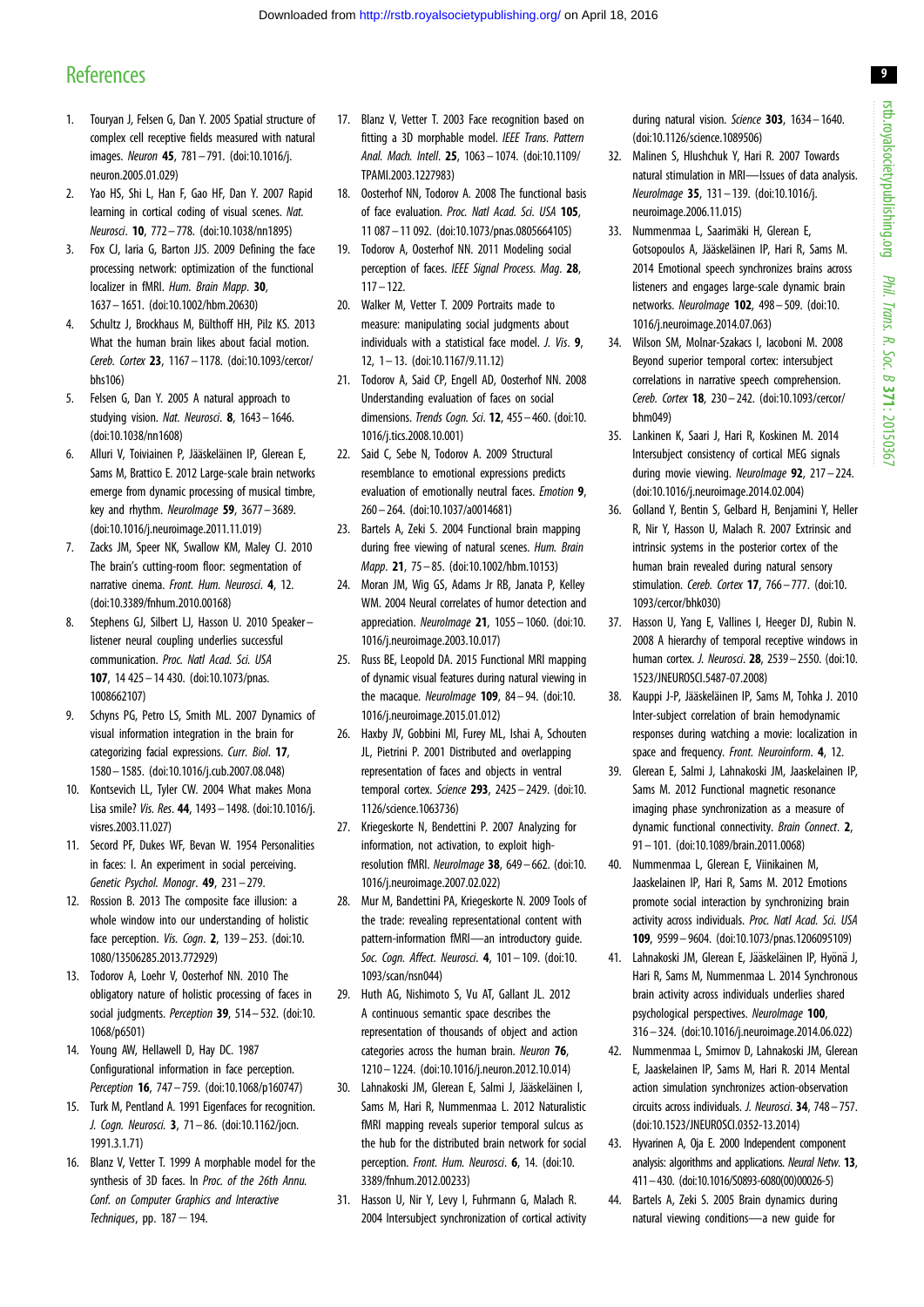## References

1. Touryan J, Felsen G, Dan Y. 2005 Spatial structure of complex cell receptive fields measured with natural images. *Neuron* **45**, 781–791. (doi:10.1016/j.neuron.2005.01.029)
2. Yao HS, Shi L, Han F, Gao HF, Dan Y. 2007 Rapid learning in cortical coding of visual scenes. *Nat. Neurosci*. **10**, 772–778. (doi:10.1038/nn1895)
3. Fox CJ, Iaria G, Barton JJS. 2009 Defining the face processing network: optimization of the functional localizer in fMRI. *Hum. Brain Mapp*. **30**, 1637–1651. (doi:10.1002/hbm.20630)
4. Schultz J, Brockhaus M, Bülthoff HH, Pilz KS. 2013 What the human brain likes about facial motion. *Cereb. Cortex* **23**, 1167–1178. (doi:10.1093/cercor/bhs106)
5. Felsen G, Dan Y. 2005 A natural approach to studying vision. *Nat. Neurosci*. **8**, 1643–1646. (doi:10.1038/nn1608)
6. Alluri V, Toiviainen P, Jääskeläinen IP, Glerean E, Sams M, Brattico E. 2012 Large-scale brain networks emerge from dynamic processing of musical timbre, key and rhythm. *NeuroImage* **59**, 3677–3689. (doi:10.1016/j.neuroimage.2011.11.019)
7. Zacks JM, Speer NK, Swallow KM, Maley CJ. 2010 The brain's cutting-room floor: segmentation of narrative cinema. *Front. Hum. Neurosci*. **4**, 12. (doi:10.3389/fnhum.2010.00168)
8. Stephens GJ, Silbert LJ, Hasson U. 2010 Speaker–listener neural coupling underlies successful communication. *Proc. Natl Acad. Sci. USA* **107**, 14 425–14 430. (doi:10.1073/pnas.1008662107)
9. Schyns PG, Petro LS, Smith ML. 2007 Dynamics of visual information integration in the brain for categorizing facial expressions. *Curr. Biol*. **17**, 1580–1585. (doi:10.1016/j.cub.2007.08.048)
10. Kontsevich LL, Tyler CW. 2004 What makes Mona Lisa smile? *Vis. Res*. **44**, 1493–1498. (doi:10.1016/j.visres.2003.11.027)
11. Secord PF, Dukes WF, Bevan W. 1954 Personalities in faces: I. An experiment in social perceiving. *Genetic Psychol. Monogr*. **49**, 231–279.
12. Rossion B. 2013 The composite face illusion: a whole window into our understanding of holistic face perception. *Vis. Cogn*. **2**, 139–253. (doi:10.1080/13506285.2013.772929)
13. Todorov A, Loehr V, Oosterhof NN. 2010 The obligatory nature of holistic processing of faces in social judgments. *Perception* **39**, 514–532. (doi:10.1068/p6501)
14. Young AW, Hellawell D, Hay DC. 1987 Configurational information in face perception. *Perception* **16**, 747–759. (doi:10.1068/p160747)
15. Turk M, Pentland A. 1991 Eigenfaces for recognition. *J. Cogn. Neurosci*. **3**, 71–86. (doi:10.1162/jocn.1991.3.1.71)
16. Blanz V, Vetter T. 1999 A morphable model for the synthesis of 3D faces. In *Proc. of the 26th Annu. Conf. on Computer Graphics and Interactive Techniques*, pp. 187–194.
17. Blanz V, Vetter T. 2003 Face recognition based on fitting a 3D morphable model. *IEEE Trans. Pattern Anal. Mach. Intell*. **25**, 1063–1074. (doi:10.1109/TPAMI.2003.1227983)
18. Oosterhof NN, Todorov A. 2008 The functional basis of face evaluation. *Proc. Natl Acad. Sci. USA* **105**, 11 087–11 092. (doi:10.1073/pnas.0805664105)
19. Todorov A, Oosterhof NN. 2011 Modeling social perception of faces. *IEEE Signal Process. Mag*. **28**, 117–122.
20. Walker M, Vetter T. 2009 Portraits made to measure: manipulating social judgments about individuals with a statistical face model. *J. Vis*. **9**, 12, 1–13. (doi:10.1167/9.11.12)
21. Todorov A, Said CP, Engell AD, Oosterhof NN. 2008 Understanding evaluation of faces on social dimensions. *Trends Cogn. Sci*. **12**, 455–460. (doi:10.1016/j.tics.2008.10.001)
22. Said C, Sebe N, Todorov A. 2009 Structural resemblance to emotional expressions predicts evaluation of emotionally neutral faces. *Emotion* **9**, 260–264. (doi:10.1037/a0014681)
23. Bartels A, Zeki S. 2004 Functional brain mapping during free viewing of natural scenes. *Hum. Brain Mapp*. **21**, 75–85. (doi:10.1002/hbm.10153)
24. Moran JM, Wig GS, Adams Jr RB, Janata P, Kelley WM. 2004 Neural correlates of humor detection and appreciation. *NeuroImage* **21**, 1055–1060. (doi:10.1016/j.neuroimage.2003.10.017)
25. Russ BE, Leopold DA. 2015 Functional MRI mapping of dynamic visual features during natural viewing in the macaque. *NeuroImage* **109**, 84–94. (doi:10.1016/j.neuroimage.2015.01.012)
26. Haxby JV, Gobbini MI, Furey ML, Ishai A, Schouten JL, Pietrini P. 2001 Distributed and overlapping representation of faces and objects in ventral temporal cortex. *Science* **293**, 2425–2429. (doi:10.1126/science.1063736)
27. Kriegeskorte N, Bendettini P. 2007 Analyzing for information, not activation, to exploit high-resolution fMRI. *NeuroImage* **38**, 649–662. (doi:10.1016/j.neuroimage.2007.02.022)
28. Mur M, Bandettini PA, Kriegeskorte N. 2009 Tools of the trade: revealing representational content with pattern-information fMRI—an introductory guide. *Soc. Cogn. Affect. Neurosci*. **4**, 101–109. (doi:10.1093/scan/nsn044)
29. Huth AG, Nishimoto S, Vu AT, Gallant JL. 2012 A continuous semantic space describes the representation of thousands of object and action categories across the human brain. *Neuron* **76**, 1210–1224. (doi:10.1016/j.neuron.2012.10.014)
30. Lahnakoski JM, Glerean E, Salmi J, Jääskeläinen I, Sams M, Hari R, Nummenmaa L. 2012 Naturalistic fMRI mapping reveals superior temporal sulcus as the hub for the distributed brain network for social perception. *Front. Hum. Neurosci*. **6**, 14. (doi:10.3389/fnhum.2012.00233)
31. Hasson U, Nir Y, Levy I, Fuhrmann G, Malach R. 2004 Intersubject synchronization of cortical activity during natural vision. *Science* **303**, 1634–1640. (doi:10.1126/science.1089506)
32. Malinen S, Hlushchuk Y, Hari R. 2007 Towards natural stimulation in MRI—Issues of data analysis. *NeuroImage* **35**, 131–139. (doi:10.1016/j.neuroimage.2006.11.015)
33. Nummenmaa L, Saarimäki H, Glerean E, Gotsopoulos A, Jääskeläinen IP, Hari R, Sams M. 2014 Emotional speech synchronizes brains across listeners and engages large-scale dynamic brain networks. *NeuroImage* **102**, 498–509. (doi:10.1016/j.neuroimage.2014.07.063)
34. Wilson SM, Molnar-Szakacs I, Iacoboni M. 2008 Beyond superior temporal cortex: intersubject correlations in narrative speech comprehension. *Cereb. Cortex* **18**, 230–242. (doi:10.1093/cercor/bhm049)
35. Lankinen K, Saari J, Hari R, Koskinen M. 2014 Intersubject consistency of cortical MEG signals during movie viewing. *NeuroImage* **92**, 217–224. (doi:10.1016/j.neuroimage.2014.02.004)
36. Golland Y, Bentin S, Gelbard H, Benjamini Y, Heller R, Nir Y, Hasson U, Malach R. 2007 Extrinsic and intrinsic systems in the posterior cortex of the human brain revealed during natural sensory stimulation. *Cereb. Cortex* **17**, 766–777. (doi:10.1093/cercor/bhk030)
37. Hasson U, Yang E, Vallines I, Heeger DJ, Rubin N. 2008 A hierarchy of temporal receptive windows in human cortex. *J. Neurosci*. **28**, 2539–2550. (doi:10.1523/JNEUROSCI.5487-07.2008)
38. Kauppi J-P, Jääskeläinen IP, Sams M, Tohka J. 2010 Inter-subject correlation of brain hemodynamic responses during watching a movie: localization in space and frequency. *Front. Neuroinform*. **4**, 12.
39. Glerean E, Salmi J, Lahnakoski JM, Jaaskelainen IP, Sams M. 2012 Functional magnetic resonance imaging phase synchronization as a measure of dynamic functional connectivity. *Brain Connect*. **2**, 91–101. (doi:10.1089/brain.2011.0068)
40. Nummenmaa L, Glerean E, Viinikainen M, Jaaskelainen IP, Hari R, Sams M. 2012 Emotions promote social interaction by synchronizing brain activity across individuals. *Proc. Natl Acad. Sci. USA* **109**, 9599–9604. (doi:10.1073/pnas.1206095109)
41. Lahnakoski JM, Glerean E, Jääskeläinen IP, Hyönä J, Hari R, Sams M, Nummenmaa L. 2014 Synchronous brain activity across individuals underlies shared psychological perspectives. *NeuroImage* **100**, 316–324. (doi:10.1016/j.neuroimage.2014.06.022)
42. Nummenmaa L, Smirnov D, Lahnakoski JM, Glerean E, Jaaskelainen IP, Sams M, Hari R. 2014 Mental action simulation synchronizes action-observation circuits across individuals. *J. Neurosci*. **34**, 748–757. (doi:10.1523/JNEUROSCI.0352-13.2014)
43. Hyvarinen A, Oja E. 2000 Independent component analysis: algorithms and applications. *Neural Netw*. **13**, 411–430. (doi:10.1016/S0893-6080(00)00026-5)
44. Bartels A, Zeki S. 2005 Brain dynamics during natural viewing conditions—a new guide for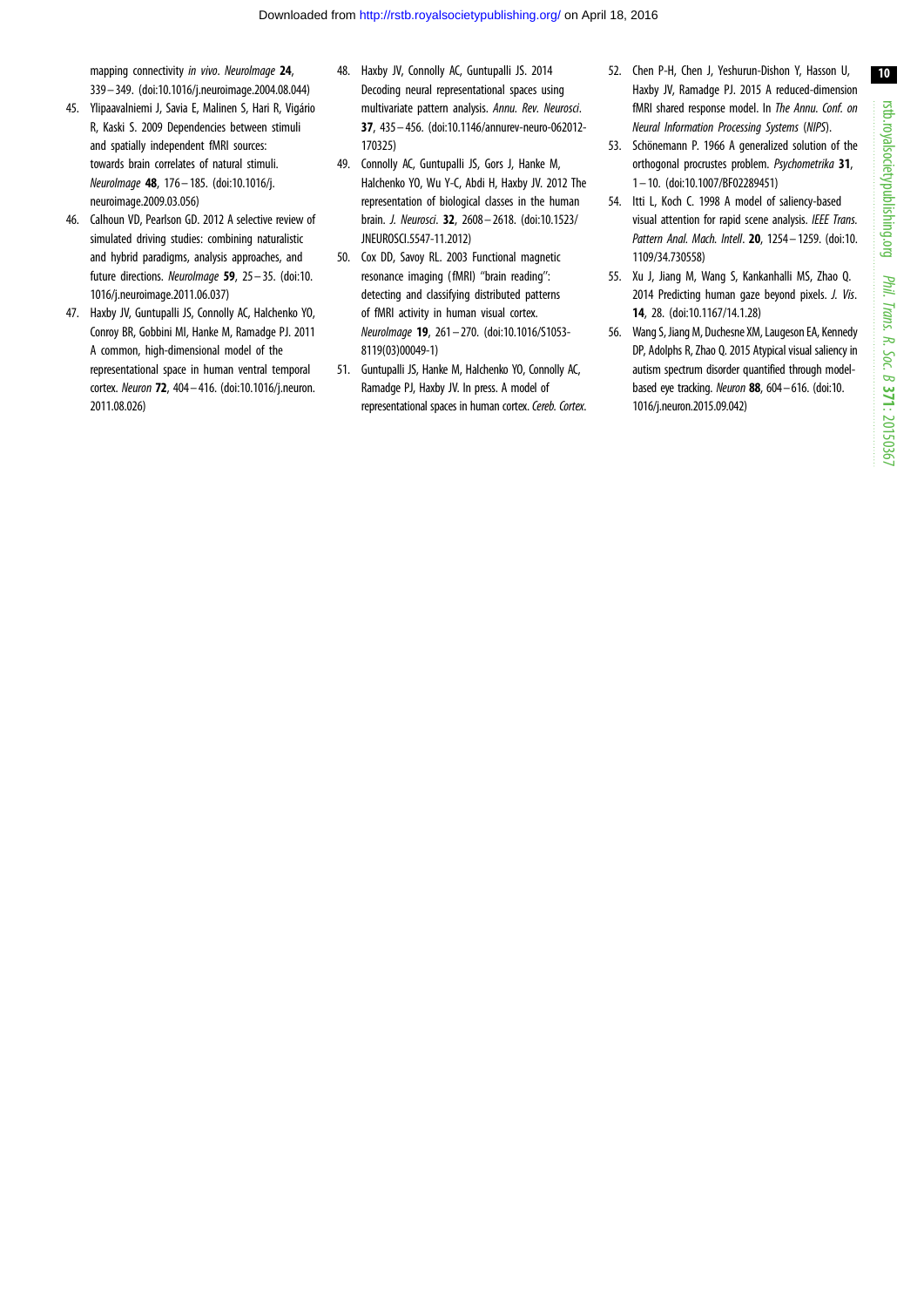mapping connectivity *in vivo*. *NeuroImage* **24**, 339–349. (doi:10.1016/j.neuroimage.2004.08.044)

45. Ylipaavalniemi J, Savia E, Malinen S, Hari R, Vigário R, Kaski S. 2009 Dependencies between stimuli and spatially independent fMRI sources: towards brain correlates of natural stimuli. *NeuroImage* **48**, 176–185. (doi:10.1016/j.neuroimage.2009.03.056)
46. Calhoun VD, Pearlson GD. 2012 A selective review of simulated driving studies: combining naturalistic and hybrid paradigms, analysis approaches, and future directions. *NeuroImage* **59**, 25–35. (doi:10.1016/j.neuroimage.2011.06.037)
47. Haxby JV, Guntupalli JS, Connolly AC, Halchenko YO, Conroy BR, Gobbini MI, Hanke M, Ramadge PJ. 2011 A common, high-dimensional model of the representational space in human ventral temporal cortex. *Neuron* **72**, 404–416. (doi:10.1016/j.neuron.2011.08.026)
48. Haxby JV, Connolly AC, Guntupalli JS. 2014 Decoding neural representational spaces using multivariate pattern analysis. *Annu. Rev. Neurosci*. **37**, 435–456. (doi:10.1146/annurev-neuro-062012-170325)
49. Connolly AC, Guntupalli JS, Gors J, Hanke M, Halchenko YO, Wu Y-C, Abdi H, Haxby JV. 2012 The representation of biological classes in the human brain. *J. Neurosci*. **32**, 2608–2618. (doi:10.1523/JNEUROSCI.5547-11.2012)
50. Cox DD, Savoy RL. 2003 Functional magnetic resonance imaging (fMRI) "brain reading": detecting and classifying distributed patterns of fMRI activity in human visual cortex. *NeuroImage* **19**, 261–270. (doi:10.1016/S1053-8119(03)00049-1)
51. Guntupalli JS, Hanke M, Halchenko YO, Connolly AC, Ramadge PJ, Haxby JV. In press. A model of representational spaces in human cortex. *Cereb. Cortex*.
52. Chen P-H, Chen J, Yeshurun-Dishon Y, Hasson U, Haxby JV, Ramadge PJ. 2015 A reduced-dimension fMRI shared response model. In *The Annu. Conf. on Neural Information Processing Systems* (*NIPS*).
53. Schönemann P. 1966 A generalized solution of the orthogonal procrustes problem. *Psychometrika* **31**, 1–10. (doi:10.1007/BF02289451)
54. Itti L, Koch C. 1998 A model of saliency-based visual attention for rapid scene analysis. *IEEE Trans. Pattern Anal. Mach. Intell*. **20**, 1254–1259. (doi:10.1109/34.730558)
55. Xu J, Jiang M, Wang S, Kankanhalli MS, Zhao Q. 2014 Predicting human gaze beyond pixels. *J. Vis*. **14**, 28. (doi:10.1167/14.1.28)
56. Wang S, Jiang M, Duchesne XM, Laugeson EA, Kennedy DP, Adolphs R, Zhao Q. 2015 Atypical visual saliency in autism spectrum disorder quantified through model-based eye tracking. *Neuron* **88**, 604–616. (doi:10.1016/j.neuron.2015.09.042)